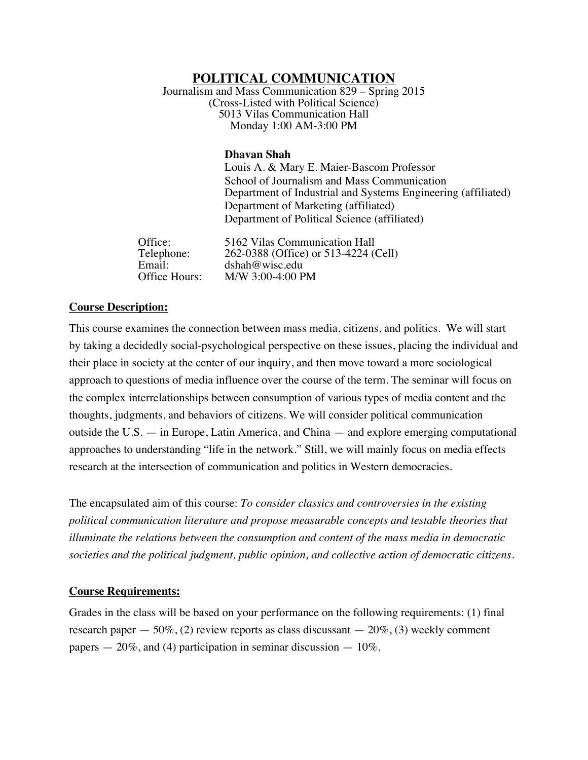# POLITICAL COMMUNICATION

Journalism and Mass Communication 829 – Spring 2015
(Cross-Listed with Political Science)
5013 Vilas Communication Hall
Monday 1:00 AM-3:00 PM

**Dhavan Shah**
Louis A. & Mary E. Maier-Bascom Professor
School of Journalism and Mass Communication
Department of Industrial and Systems Engineering (affiliated)
Department of Marketing (affiliated)
Department of Political Science (affiliated)

Office: 5162 Vilas Communication Hall
Telephone: 262-0388 (Office) or 513-4224 (Cell)
Email: dshah@wisc.edu
Office Hours: M/W 3:00-4:00 PM

## Course Description:

This course examines the connection between mass media, citizens, and politics. We will start by taking a decidedly social-psychological perspective on these issues, placing the individual and their place in society at the center of our inquiry, and then move toward a more sociological approach to questions of media influence over the course of the term. The seminar will focus on the complex interrelationships between consumption of various types of media content and the thoughts, judgments, and behaviors of citizens. We will consider political communication outside the U.S. — in Europe, Latin America, and China — and explore emerging computational approaches to understanding "life in the network." Still, we will mainly focus on media effects research at the intersection of communication and politics in Western democracies.

The encapsulated aim of this course: *To consider classics and controversies in the existing political communication literature and propose measurable concepts and testable theories that illuminate the relations between the consumption and content of the mass media in democratic societies and the political judgment, public opinion, and collective action of democratic citizens.*

## Course Requirements:

Grades in the class will be based on your performance on the following requirements: (1) final research paper — 50%, (2) review reports as class discussant — 20%, (3) weekly comment papers — 20%, and (4) participation in seminar discussion — 10%.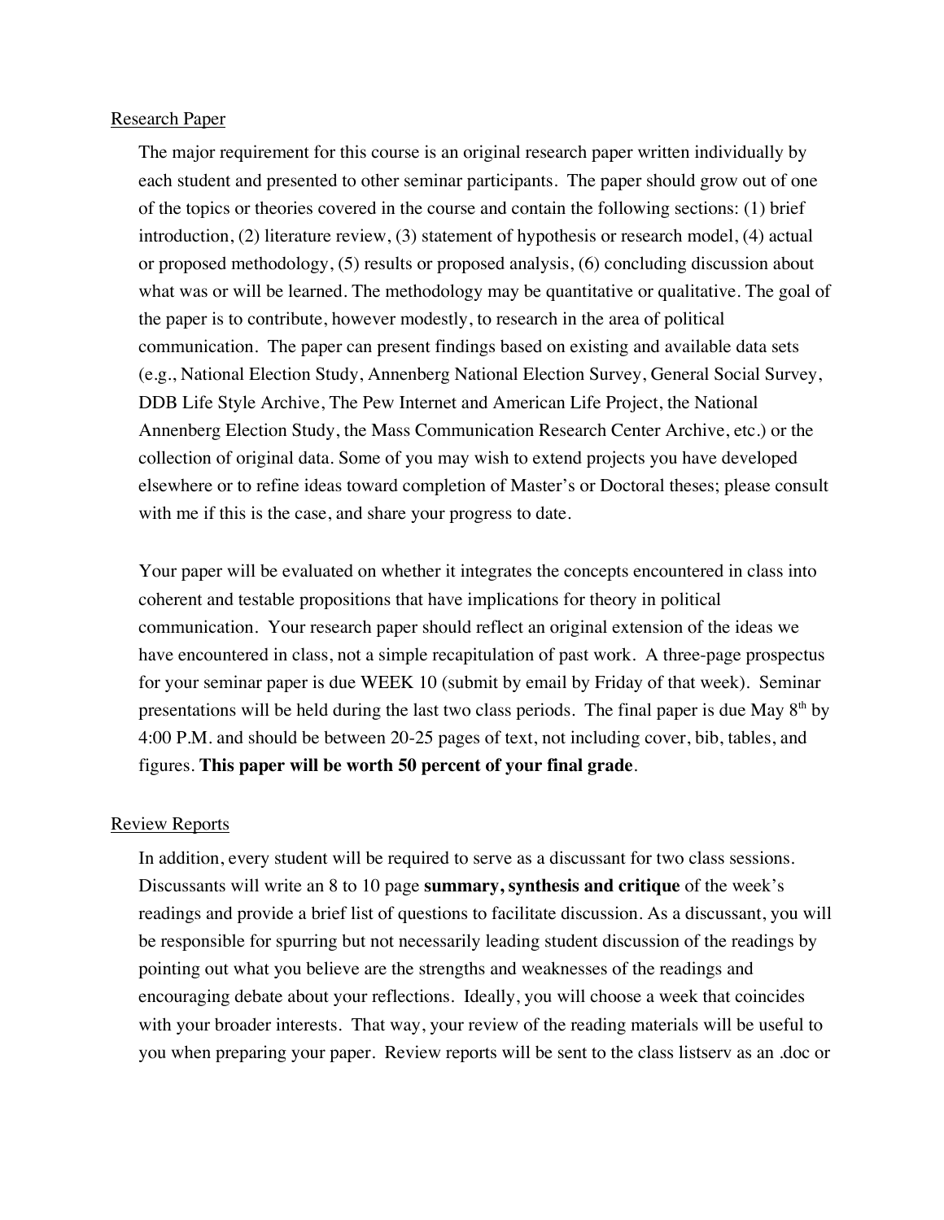## Research Paper

The major requirement for this course is an original research paper written individually by each student and presented to other seminar participants. The paper should grow out of one of the topics or theories covered in the course and contain the following sections: (1) brief introduction, (2) literature review, (3) statement of hypothesis or research model, (4) actual or proposed methodology, (5) results or proposed analysis, (6) concluding discussion about what was or will be learned. The methodology may be quantitative or qualitative. The goal of the paper is to contribute, however modestly, to research in the area of political communication. The paper can present findings based on existing and available data sets (e.g., National Election Study, Annenberg National Election Survey, General Social Survey, DDB Life Style Archive, The Pew Internet and American Life Project, the National Annenberg Election Study, the Mass Communication Research Center Archive, etc.) or the collection of original data. Some of you may wish to extend projects you have developed elsewhere or to refine ideas toward completion of Master's or Doctoral theses; please consult with me if this is the case, and share your progress to date.

Your paper will be evaluated on whether it integrates the concepts encountered in class into coherent and testable propositions that have implications for theory in political communication. Your research paper should reflect an original extension of the ideas we have encountered in class, not a simple recapitulation of past work. A three-page prospectus for your seminar paper is due WEEK 10 (submit by email by Friday of that week). Seminar presentations will be held during the last two class periods. The final paper is due May 8th by 4:00 P.M. and should be between 20-25 pages of text, not including cover, bib, tables, and figures. **This paper will be worth 50 percent of your final grade**.

## Review Reports

In addition, every student will be required to serve as a discussant for two class sessions. Discussants will write an 8 to 10 page **summary, synthesis and critique** of the week's readings and provide a brief list of questions to facilitate discussion. As a discussant, you will be responsible for spurring but not necessarily leading student discussion of the readings by pointing out what you believe are the strengths and weaknesses of the readings and encouraging debate about your reflections. Ideally, you will choose a week that coincides with your broader interests. That way, your review of the reading materials will be useful to you when preparing your paper. Review reports will be sent to the class listserv as an .doc or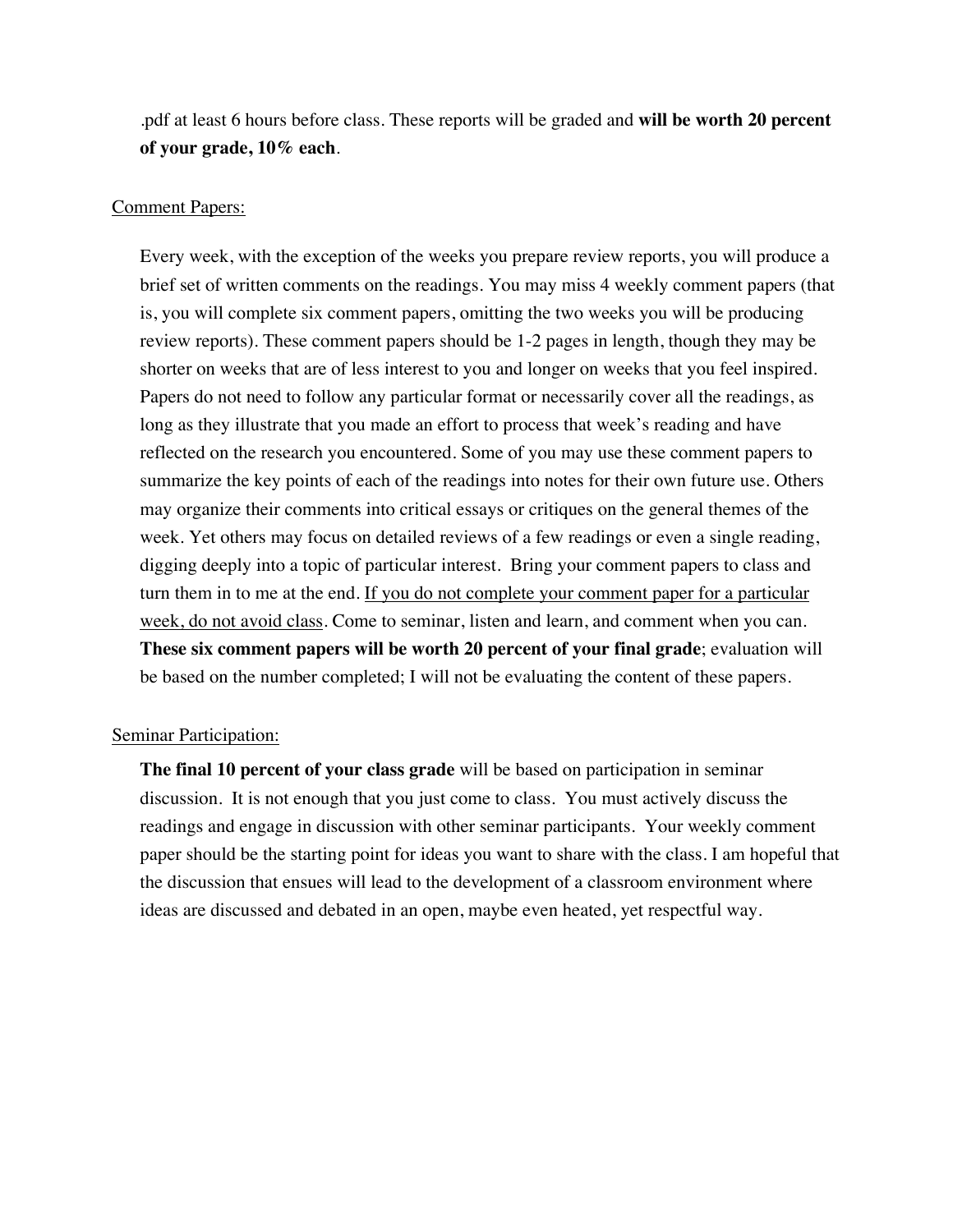.pdf at least 6 hours before class. These reports will be graded and **will be worth 20 percent of your grade, 10% each**.

<u>Comment Papers:</u>

Every week, with the exception of the weeks you prepare review reports, you will produce a brief set of written comments on the readings. You may miss 4 weekly comment papers (that is, you will complete six comment papers, omitting the two weeks you will be producing review reports). These comment papers should be 1-2 pages in length, though they may be shorter on weeks that are of less interest to you and longer on weeks that you feel inspired. Papers do not need to follow any particular format or necessarily cover all the readings, as long as they illustrate that you made an effort to process that week's reading and have reflected on the research you encountered. Some of you may use these comment papers to summarize the key points of each of the readings into notes for their own future use. Others may organize their comments into critical essays or critiques on the general themes of the week. Yet others may focus on detailed reviews of a few readings or even a single reading, digging deeply into a topic of particular interest. Bring your comment papers to class and turn them in to me at the end. <u>If you do not complete your comment paper for a particular week, do not avoid class</u>. Come to seminar, listen and learn, and comment when you can. **These six comment papers will be worth 20 percent of your final grade**; evaluation will be based on the number completed; I will not be evaluating the content of these papers.

<u>Seminar Participation:</u>

**The final 10 percent of your class grade** will be based on participation in seminar discussion. It is not enough that you just come to class. You must actively discuss the readings and engage in discussion with other seminar participants. Your weekly comment paper should be the starting point for ideas you want to share with the class. I am hopeful that the discussion that ensues will lead to the development of a classroom environment where ideas are discussed and debated in an open, maybe even heated, yet respectful way.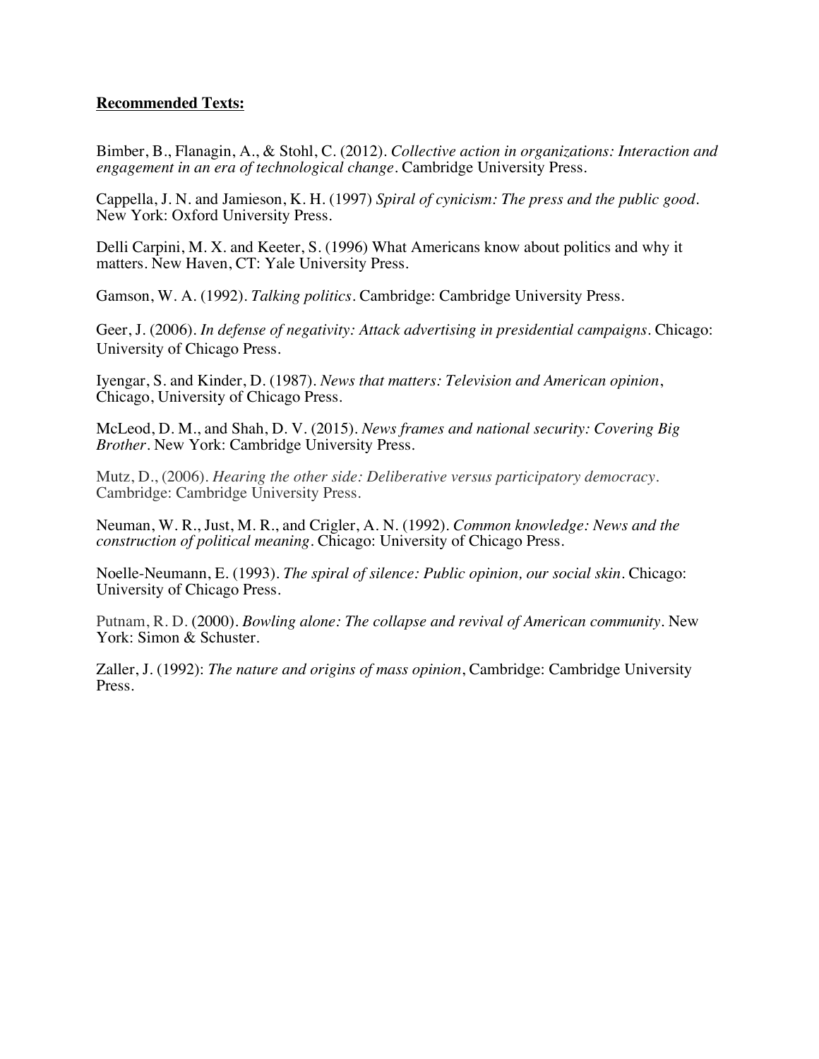**Recommended Texts:**

Bimber, B., Flanagin, A., & Stohl, C. (2012). *Collective action in organizations: Interaction and engagement in an era of technological change*. Cambridge University Press.

Cappella, J. N. and Jamieson, K. H. (1997) *Spiral of cynicism: The press and the public good*. New York: Oxford University Press.

Delli Carpini, M. X. and Keeter, S. (1996) What Americans know about politics and why it matters. New Haven, CT: Yale University Press.

Gamson, W. A. (1992). *Talking politics*. Cambridge: Cambridge University Press.

Geer, J. (2006). *In defense of negativity: Attack advertising in presidential campaigns*. Chicago: University of Chicago Press.

Iyengar, S. and Kinder, D. (1987). *News that matters: Television and American opinion*, Chicago, University of Chicago Press.

McLeod, D. M., and Shah, D. V. (2015). *News frames and national security: Covering Big Brother*. New York: Cambridge University Press.

Mutz, D., (2006). *Hearing the other side: Deliberative versus participatory democracy*. Cambridge: Cambridge University Press.

Neuman, W. R., Just, M. R., and Crigler, A. N. (1992). *Common knowledge: News and the construction of political meaning*. Chicago: University of Chicago Press.

Noelle-Neumann, E. (1993). *The spiral of silence: Public opinion, our social skin*. Chicago: University of Chicago Press.

Putnam, R. D. (2000). *Bowling alone: The collapse and revival of American community*. New York: Simon & Schuster.

Zaller, J. (1992): *The nature and origins of mass opinion*, Cambridge: Cambridge University Press.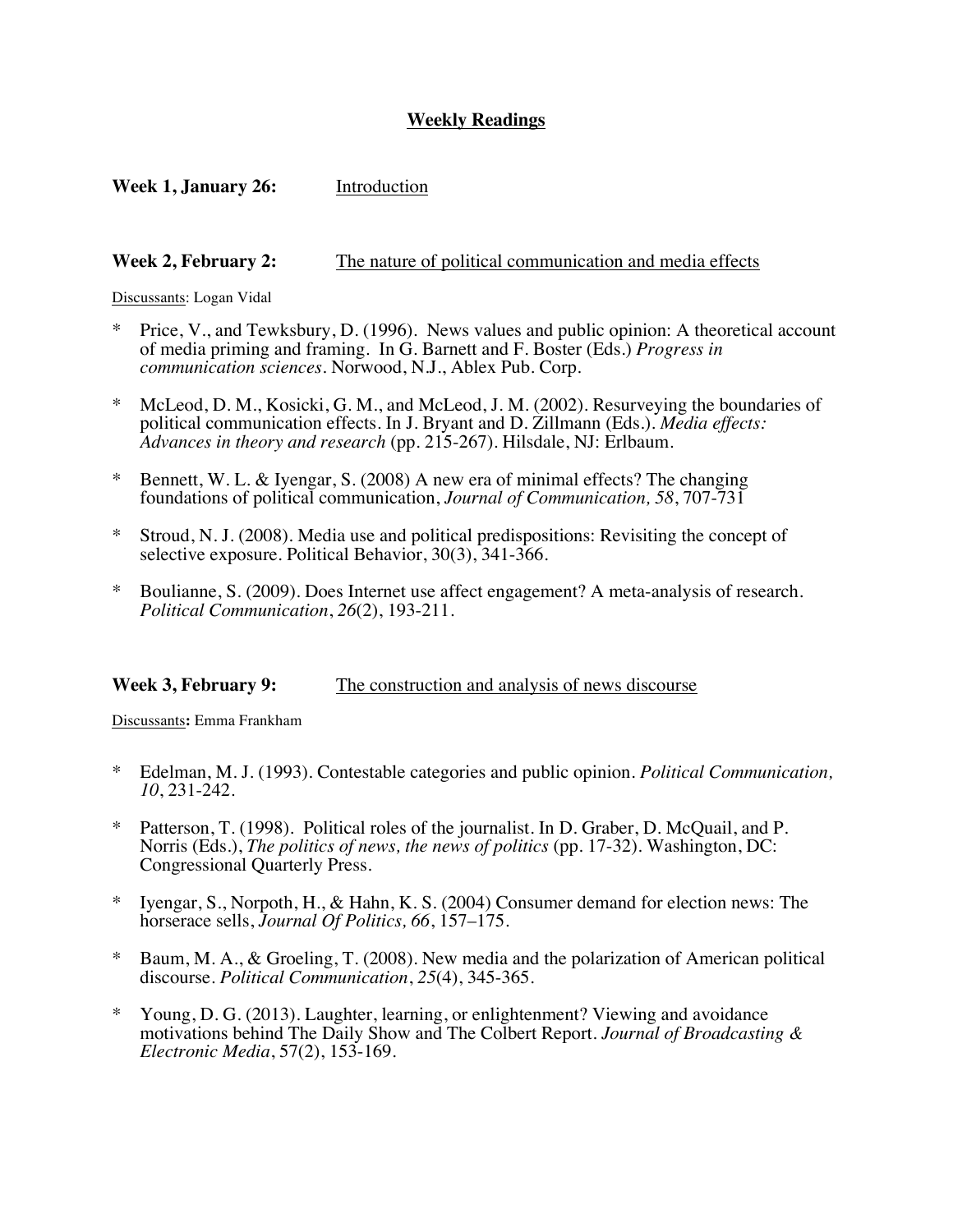## Weekly Readings

**Week 1, January 26:** Introduction

**Week 2, February 2:** The nature of political communication and media effects

Discussants: Logan Vidal

* Price, V., and Tewksbury, D. (1996). News values and public opinion: A theoretical account of media priming and framing. In G. Barnett and F. Boster (Eds.) *Progress in communication sciences*. Norwood, N.J., Ablex Pub. Corp.

* McLeod, D. M., Kosicki, G. M., and McLeod, J. M. (2002). Resurveying the boundaries of political communication effects. In J. Bryant and D. Zillmann (Eds.). *Media effects: Advances in theory and research* (pp. 215-267). Hilsdale, NJ: Erlbaum.

* Bennett, W. L. & Iyengar, S. (2008) A new era of minimal effects? The changing foundations of political communication, *Journal of Communication, 58*, 707-731

* Stroud, N. J. (2008). Media use and political predispositions: Revisiting the concept of selective exposure. Political Behavior, 30(3), 341-366.

* Boulianne, S. (2009). Does Internet use affect engagement? A meta-analysis of research. *Political Communication*, *26*(2), 193-211.

**Week 3, February 9:** The construction and analysis of news discourse

Discussants**:** Emma Frankham

* Edelman, M. J. (1993). Contestable categories and public opinion. *Political Communication, 10*, 231-242.

* Patterson, T. (1998). Political roles of the journalist. In D. Graber, D. McQuail, and P. Norris (Eds.), *The politics of news, the news of politics* (pp. 17-32). Washington, DC: Congressional Quarterly Press.

* Iyengar, S., Norpoth, H., & Hahn, K. S. (2004) Consumer demand for election news: The horserace sells, *Journal Of Politics, 66*, 157–175.

* Baum, M. A., & Groeling, T. (2008). New media and the polarization of American political discourse. *Political Communication*, *25*(4), 345-365.

* Young, D. G. (2013). Laughter, learning, or enlightenment? Viewing and avoidance motivations behind The Daily Show and The Colbert Report. *Journal of Broadcasting & Electronic Media*, 57(2), 153-169.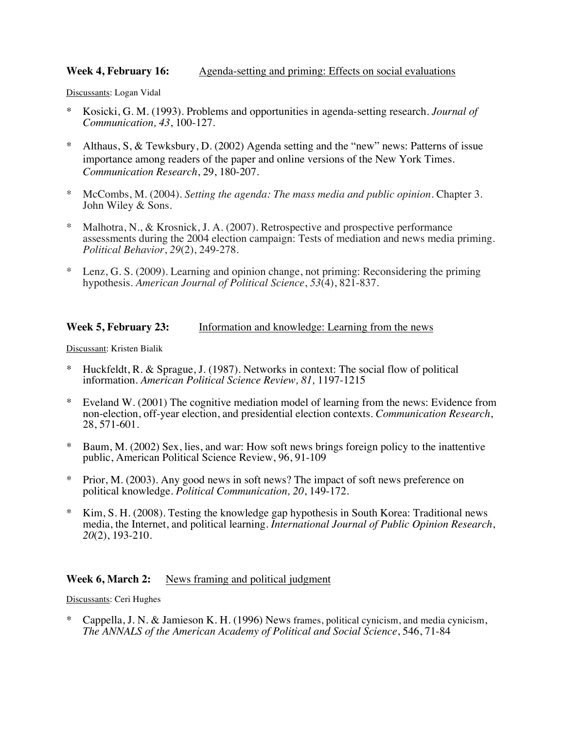**Week 4, February 16:** Agenda-setting and priming: Effects on social evaluations

Discussants: Logan Vidal

* Kosicki, G. M. (1993). Problems and opportunities in agenda-setting research. *Journal of Communication, 43*, 100-127.

* Althaus, S, & Tewksbury, D. (2002) Agenda setting and the "new" news: Patterns of issue importance among readers of the paper and online versions of the New York Times. *Communication Research*, 29, 180-207.

* McCombs, M. (2004). *Setting the agenda: The mass media and public opinion*. Chapter 3. John Wiley & Sons.

* Malhotra, N., & Krosnick, J. A. (2007). Retrospective and prospective performance assessments during the 2004 election campaign: Tests of mediation and news media priming. *Political Behavior*, *29*(2), 249-278.

* Lenz, G. S. (2009). Learning and opinion change, not priming: Reconsidering the priming hypothesis. *American Journal of Political Science*, *53*(4), 821-837.

**Week 5, February 23:** Information and knowledge: Learning from the news

Discussant: Kristen Bialik

* Huckfeldt, R. & Sprague, J. (1987). Networks in context: The social flow of political information. *American Political Science Review, 81,* 1197-1215

* Eveland W. (2001) The cognitive mediation model of learning from the news: Evidence from non-election, off-year election, and presidential election contexts. *Communication Research*, 28, 571-601.

* Baum, M. (2002) Sex, lies, and war: How soft news brings foreign policy to the inattentive public, American Political Science Review, 96, 91-109

* Prior, M. (2003). Any good news in soft news? The impact of soft news preference on political knowledge. *Political Communication, 20*, 149-172.

* Kim, S. H. (2008). Testing the knowledge gap hypothesis in South Korea: Traditional news media, the Internet, and political learning. *International Journal of Public Opinion Research*, *20*(2), 193-210.

**Week 6, March 2:** News framing and political judgment

Discussants: Ceri Hughes

* Cappella, J. N. & Jamieson K. H. (1996) News frames, political cynicism, and media cynicism, *The ANNALS of the American Academy of Political and Social Science*, 546, 71-84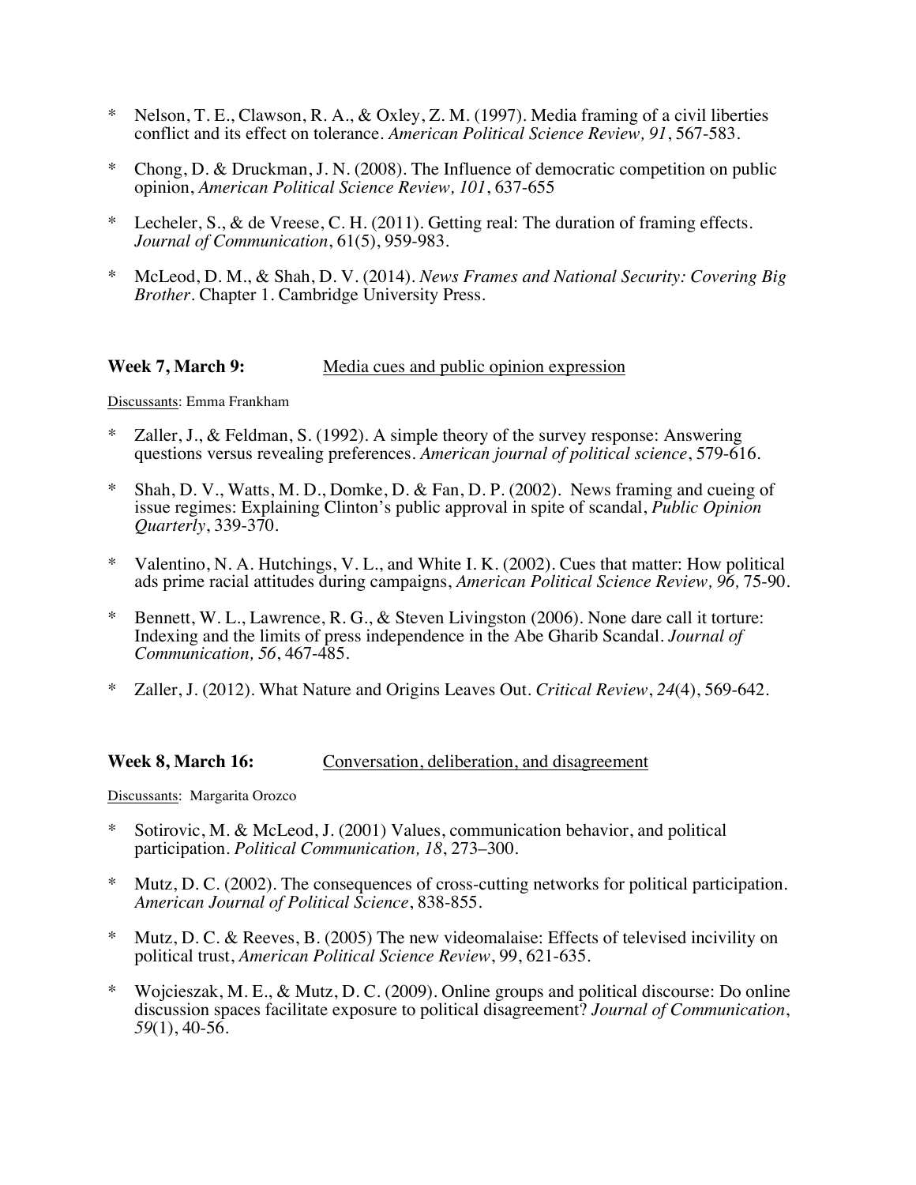* Nelson, T. E., Clawson, R. A., & Oxley, Z. M. (1997). Media framing of a civil liberties conflict and its effect on tolerance. *American Political Science Review, 91*, 567-583.

* Chong, D. & Druckman, J. N. (2008). The Influence of democratic competition on public opinion, *American Political Science Review, 101*, 637-655

* Lecheler, S., & de Vreese, C. H. (2011). Getting real: The duration of framing effects. *Journal of Communication*, 61(5), 959-983.

* McLeod, D. M., & Shah, D. V. (2014). *News Frames and National Security: Covering Big Brother*. Chapter 1. Cambridge University Press.

**Week 7, March 9:** Media cues and public opinion expression

Discussants: Emma Frankham

* Zaller, J., & Feldman, S. (1992). A simple theory of the survey response: Answering questions versus revealing preferences. *American journal of political science*, 579-616.

* Shah, D. V., Watts, M. D., Domke, D. & Fan, D. P. (2002). News framing and cueing of issue regimes: Explaining Clinton's public approval in spite of scandal, *Public Opinion Quarterly*, 339-370.

* Valentino, N. A. Hutchings, V. L., and White I. K. (2002). Cues that matter: How political ads prime racial attitudes during campaigns, *American Political Science Review, 96,* 75-90.

* Bennett, W. L., Lawrence, R. G., & Steven Livingston (2006). None dare call it torture: Indexing and the limits of press independence in the Abe Gharib Scandal. *Journal of Communication, 56*, 467-485.

* Zaller, J. (2012). What Nature and Origins Leaves Out. *Critical Review*, *24*(4), 569-642.

**Week 8, March 16:** Conversation, deliberation, and disagreement

Discussants: Margarita Orozco

* Sotirovic, M. & McLeod, J. (2001) Values, communication behavior, and political participation. *Political Communication, 18*, 273–300.

* Mutz, D. C. (2002). The consequences of cross-cutting networks for political participation. *American Journal of Political Science*, 838-855.

* Mutz, D. C. & Reeves, B. (2005) The new videomalaise: Effects of televised incivility on political trust, *American Political Science Review*, 99, 621-635.

* Wojcieszak, M. E., & Mutz, D. C. (2009). Online groups and political discourse: Do online discussion spaces facilitate exposure to political disagreement? *Journal of Communication*, *59*(1), 40-56.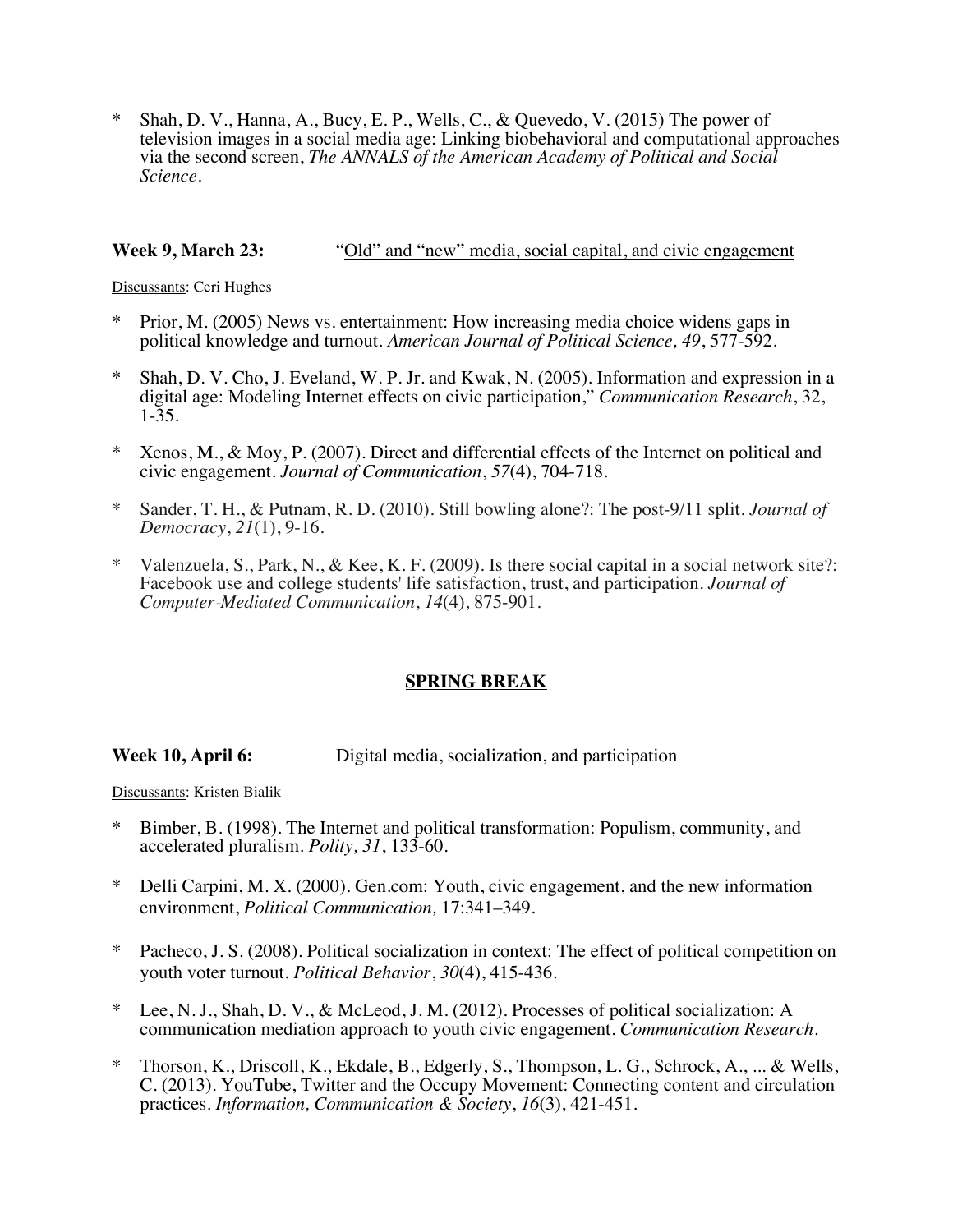* Shah, D. V., Hanna, A., Bucy, E. P., Wells, C., & Quevedo, V. (2015) The power of television images in a social media age: Linking biobehavioral and computational approaches via the second screen, *The ANNALS of the American Academy of Political and Social Science*.

**Week 9, March 23:** <u>"Old" and "new" media, social capital, and civic engagement</u>

<u>Discussants</u>: Ceri Hughes

* Prior, M. (2005) News vs. entertainment: How increasing media choice widens gaps in political knowledge and turnout. *American Journal of Political Science, 49*, 577-592.

* Shah, D. V. Cho, J. Eveland, W. P. Jr. and Kwak, N. (2005). Information and expression in a digital age: Modeling Internet effects on civic participation," *Communication Research*, 32, 1-35.

* Xenos, M., & Moy, P. (2007). Direct and differential effects of the Internet on political and civic engagement. *Journal of Communication*, *57*(4), 704-718.

* Sander, T. H., & Putnam, R. D. (2010). Still bowling alone?: The post-9/11 split. *Journal of Democracy*, *21*(1), 9-16.

* Valenzuela, S., Park, N., & Kee, K. F. (2009). Is there social capital in a social network site?: Facebook use and college students' life satisfaction, trust, and participation. *Journal of Computer‐Mediated Communication*, *14*(4), 875-901.

**<u>SPRING BREAK</u>**

**Week 10, April 6:** <u>Digital media, socialization, and participation</u>

<u>Discussants</u>: Kristen Bialik

* Bimber, B. (1998). The Internet and political transformation: Populism, community, and accelerated pluralism. *Polity, 31*, 133-60.

* Delli Carpini, M. X. (2000). Gen.com: Youth, civic engagement, and the new information environment, *Political Communication,* 17:341–349.

* Pacheco, J. S. (2008). Political socialization in context: The effect of political competition on youth voter turnout. *Political Behavior*, *30*(4), 415-436.

* Lee, N. J., Shah, D. V., & McLeod, J. M. (2012). Processes of political socialization: A communication mediation approach to youth civic engagement. *Communication Research*.

* Thorson, K., Driscoll, K., Ekdale, B., Edgerly, S., Thompson, L. G., Schrock, A., ... & Wells, C. (2013). YouTube, Twitter and the Occupy Movement: Connecting content and circulation practices. *Information, Communication & Society*, *16*(3), 421-451.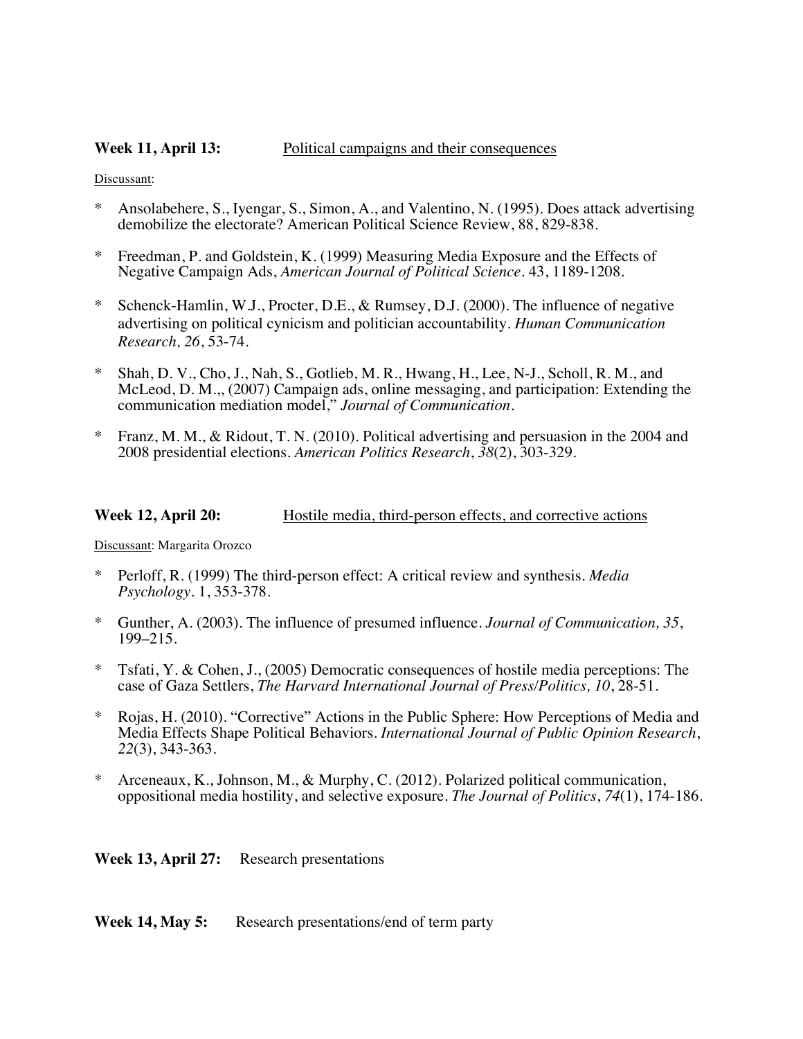**Week 11, April 13:** Political campaigns and their consequences

Discussant:

* Ansolabehere, S., Iyengar, S., Simon, A., and Valentino, N. (1995). Does attack advertising demobilize the electorate? American Political Science Review, 88, 829-838.

* Freedman, P. and Goldstein, K. (1999) Measuring Media Exposure and the Effects of Negative Campaign Ads, *American Journal of Political Science*. 43, 1189-1208.

* Schenck-Hamlin, W.J., Procter, D.E., & Rumsey, D.J. (2000). The influence of negative advertising on political cynicism and politician accountability. *Human Communication Research, 26*, 53-74.

* Shah, D. V., Cho, J., Nah, S., Gotlieb, M. R., Hwang, H., Lee, N-J., Scholl, R. M., and McLeod, D. M.,, (2007) Campaign ads, online messaging, and participation: Extending the communication mediation model," *Journal of Communication*.

* Franz, M. M., & Ridout, T. N. (2010). Political advertising and persuasion in the 2004 and 2008 presidential elections. *American Politics Research*, *38*(2), 303-329.

**Week 12, April 20:** Hostile media, third-person effects, and corrective actions

Discussant: Margarita Orozco

* Perloff, R. (1999) The third-person effect: A critical review and synthesis. *Media Psychology*. 1, 353-378.

* Gunther, A. (2003). The influence of presumed influence. *Journal of Communication, 35*, 199–215.

* Tsfati, Y. & Cohen, J., (2005) Democratic consequences of hostile media perceptions: The case of Gaza Settlers, *The Harvard International Journal of Press/Politics, 10*, 28-51.

* Rojas, H. (2010). "Corrective" Actions in the Public Sphere: How Perceptions of Media and Media Effects Shape Political Behaviors. *International Journal of Public Opinion Research*, *22*(3), 343-363.

* Arceneaux, K., Johnson, M., & Murphy, C. (2012). Polarized political communication, oppositional media hostility, and selective exposure. *The Journal of Politics*, *74*(1), 174-186.

**Week 13, April 27:** Research presentations

**Week 14, May 5:** Research presentations/end of term party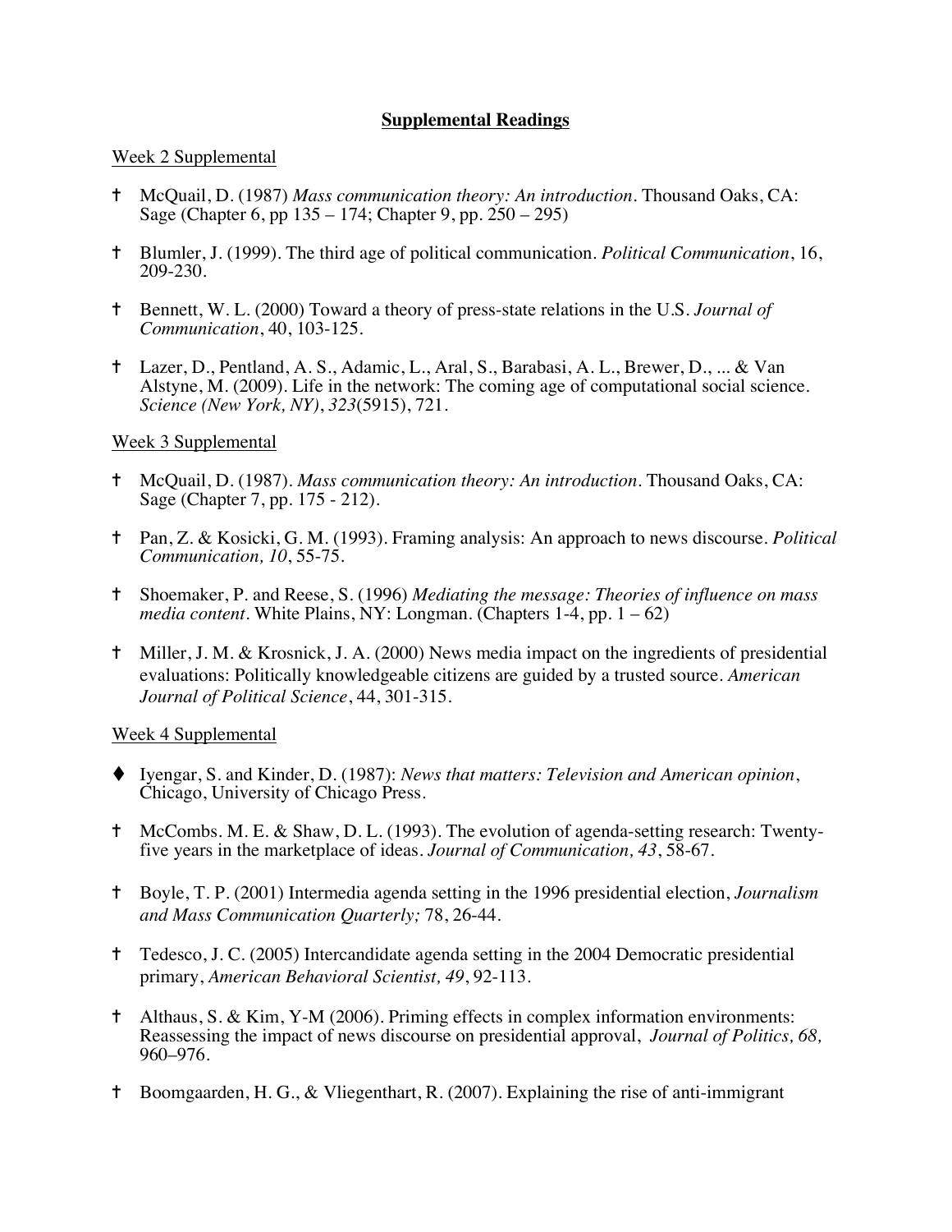**Supplemental Readings**

Week 2 Supplemental

- † McQuail, D. (1987) *Mass communication theory: An introduction*. Thousand Oaks, CA: Sage (Chapter 6, pp 135 – 174; Chapter 9, pp. 250 – 295)
- † Blumler, J. (1999). The third age of political communication. *Political Communication*, 16, 209-230.
- † Bennett, W. L. (2000) Toward a theory of press-state relations in the U.S. *Journal of Communication*, 40, 103-125.
- † Lazer, D., Pentland, A. S., Adamic, L., Aral, S., Barabasi, A. L., Brewer, D., ... & Van Alstyne, M. (2009). Life in the network: The coming age of computational social science. *Science (New York, NY)*, *323*(5915), 721.

Week 3 Supplemental

- † McQuail, D. (1987). *Mass communication theory: An introduction*. Thousand Oaks, CA: Sage (Chapter 7, pp. 175 - 212).
- † Pan, Z. & Kosicki, G. M. (1993). Framing analysis: An approach to news discourse. *Political Communication, 10*, 55-75.
- † Shoemaker, P. and Reese, S. (1996) *Mediating the message: Theories of influence on mass media content*. White Plains, NY: Longman. (Chapters 1-4, pp. 1 – 62)
- † Miller, J. M. & Krosnick, J. A. (2000) News media impact on the ingredients of presidential evaluations: Politically knowledgeable citizens are guided by a trusted source. *American Journal of Political Science*, 44, 301-315.

Week 4 Supplemental

- ♦ Iyengar, S. and Kinder, D. (1987): *News that matters: Television and American opinion*, Chicago, University of Chicago Press.
- † McCombs. M. E. & Shaw, D. L. (1993). The evolution of agenda-setting research: Twenty-five years in the marketplace of ideas. *Journal of Communication, 43*, 58-67.
- † Boyle, T. P. (2001) Intermedia agenda setting in the 1996 presidential election, *Journalism and Mass Communication Quarterly;* 78, 26-44.
- † Tedesco, J. C. (2005) Intercandidate agenda setting in the 2004 Democratic presidential primary, *American Behavioral Scientist, 49*, 92-113.
- † Althaus, S. & Kim, Y-M (2006). Priming effects in complex information environments: Reassessing the impact of news discourse on presidential approval, *Journal of Politics, 68,* 960–976.
- † Boomgaarden, H. G., & Vliegenthart, R. (2007). Explaining the rise of anti-immigrant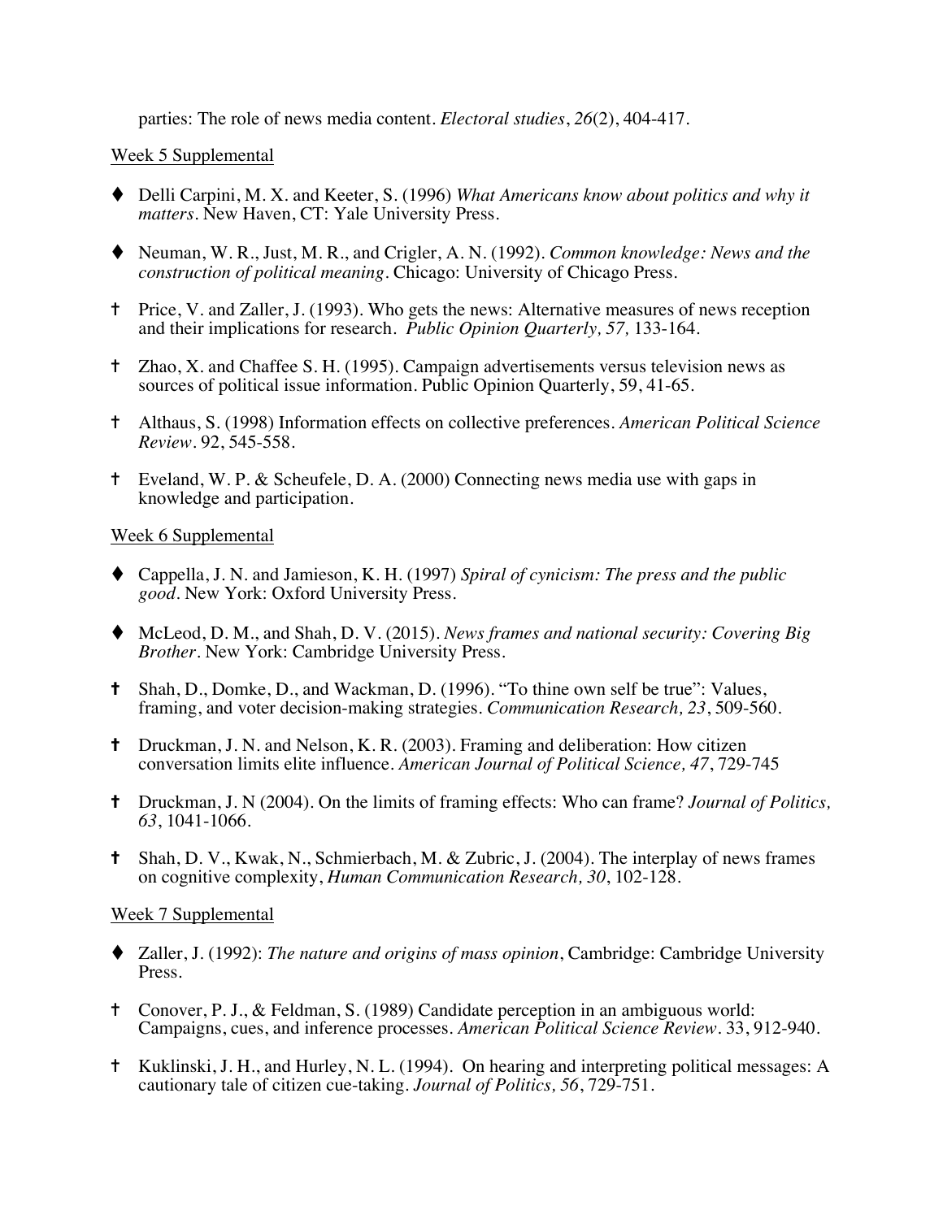parties: The role of news media content. *Electoral studies*, *26*(2), 404-417.

Week 5 Supplemental

- ♦ Delli Carpini, M. X. and Keeter, S. (1996) *What Americans know about politics and why it matters*. New Haven, CT: Yale University Press.

- ♦ Neuman, W. R., Just, M. R., and Crigler, A. N. (1992). *Common knowledge: News and the construction of political meaning*. Chicago: University of Chicago Press.

- † Price, V. and Zaller, J. (1993). Who gets the news: Alternative measures of news reception and their implications for research. *Public Opinion Quarterly, 57,* 133-164.

- † Zhao, X. and Chaffee S. H. (1995). Campaign advertisements versus television news as sources of political issue information. Public Opinion Quarterly, 59, 41-65.

- † Althaus, S. (1998) Information effects on collective preferences. *American Political Science Review*. 92, 545-558.

- † Eveland, W. P. & Scheufele, D. A. (2000) Connecting news media use with gaps in knowledge and participation.

Week 6 Supplemental

- ♦ Cappella, J. N. and Jamieson, K. H. (1997) *Spiral of cynicism: The press and the public good*. New York: Oxford University Press.

- ♦ McLeod, D. M., and Shah, D. V. (2015). *News frames and national security: Covering Big Brother*. New York: Cambridge University Press.

- † Shah, D., Domke, D., and Wackman, D. (1996). "To thine own self be true": Values, framing, and voter decision-making strategies. *Communication Research, 23*, 509-560.

- † Druckman, J. N. and Nelson, K. R. (2003). Framing and deliberation: How citizen conversation limits elite influence. *American Journal of Political Science, 47*, 729-745

- † Druckman, J. N (2004). On the limits of framing effects: Who can frame? *Journal of Politics, 63*, 1041-1066.

- † Shah, D. V., Kwak, N., Schmierbach, M. & Zubric, J. (2004). The interplay of news frames on cognitive complexity, *Human Communication Research, 30*, 102-128.

Week 7 Supplemental

- ♦ Zaller, J. (1992): *The nature and origins of mass opinion*, Cambridge: Cambridge University Press.

- † Conover, P. J., & Feldman, S. (1989) Candidate perception in an ambiguous world: Campaigns, cues, and inference processes. *American Political Science Review*. 33, 912-940.

- † Kuklinski, J. H., and Hurley, N. L. (1994). On hearing and interpreting political messages: A cautionary tale of citizen cue-taking. *Journal of Politics, 56*, 729-751.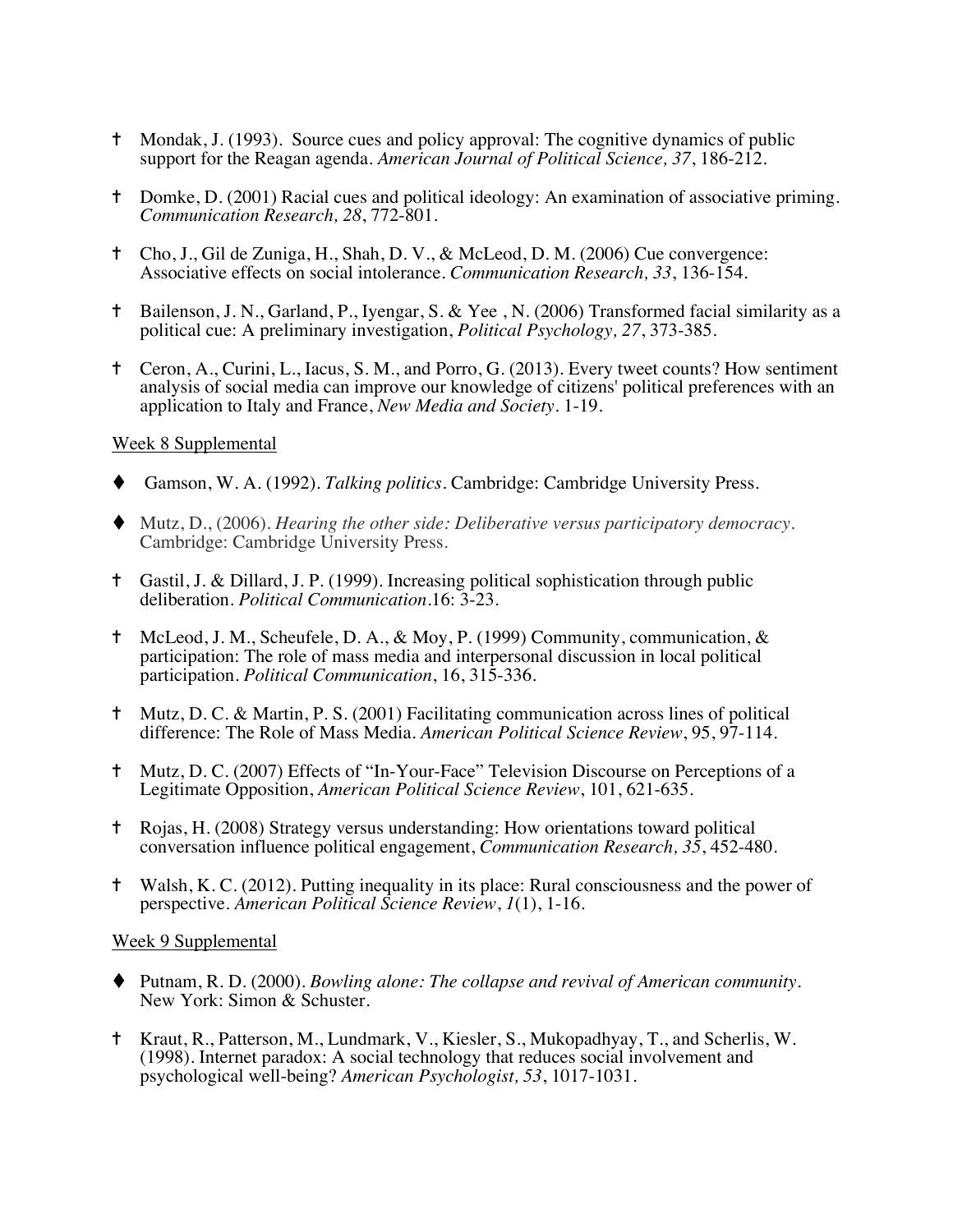- † Mondak, J. (1993). Source cues and policy approval: The cognitive dynamics of public support for the Reagan agenda. *American Journal of Political Science, 37*, 186-212.

- † Domke, D. (2001) Racial cues and political ideology: An examination of associative priming. *Communication Research, 28*, 772-801.

- † Cho, J., Gil de Zuniga, H., Shah, D. V., & McLeod, D. M. (2006) Cue convergence: Associative effects on social intolerance. *Communication Research, 33*, 136-154.

- † Bailenson, J. N., Garland, P., Iyengar, S. & Yee , N. (2006) Transformed facial similarity as a political cue: A preliminary investigation, *Political Psychology, 27*, 373-385.

- † Ceron, A., Curini, L., Iacus, S. M., and Porro, G. (2013). Every tweet counts? How sentiment analysis of social media can improve our knowledge of citizens' political preferences with an application to Italy and France, *New Media and Society*. 1-19.

<u>Week 8 Supplemental</u>

- ♦ Gamson, W. A. (1992). *Talking politics*. Cambridge: Cambridge University Press.

- ♦ Mutz, D., (2006). *Hearing the other side: Deliberative versus participatory democracy*. Cambridge: Cambridge University Press.

- † Gastil, J. & Dillard, J. P. (1999). Increasing political sophistication through public deliberation. *Political Communication*.16: 3-23.

- † McLeod, J. M., Scheufele, D. A., & Moy, P. (1999) Community, communication, & participation: The role of mass media and interpersonal discussion in local political participation. *Political Communication*, 16, 315-336.

- † Mutz, D. C. & Martin, P. S. (2001) Facilitating communication across lines of political difference: The Role of Mass Media. *American Political Science Review*, 95, 97-114.

- † Mutz, D. C. (2007) Effects of "In-Your-Face" Television Discourse on Perceptions of a Legitimate Opposition, *American Political Science Review*, 101, 621-635.

- † Rojas, H. (2008) Strategy versus understanding: How orientations toward political conversation influence political engagement, *Communication Research, 35*, 452-480.

- † Walsh, K. C. (2012). Putting inequality in its place: Rural consciousness and the power of perspective. *American Political Science Review*, *1*(1), 1-16.

<u>Week 9 Supplemental</u>

- ♦ Putnam, R. D. (2000). *Bowling alone: The collapse and revival of American community*. New York: Simon & Schuster.

- † Kraut, R., Patterson, M., Lundmark, V., Kiesler, S., Mukopadhyay, T., and Scherlis, W. (1998). Internet paradox: A social technology that reduces social involvement and psychological well-being? *American Psychologist, 53*, 1017-1031.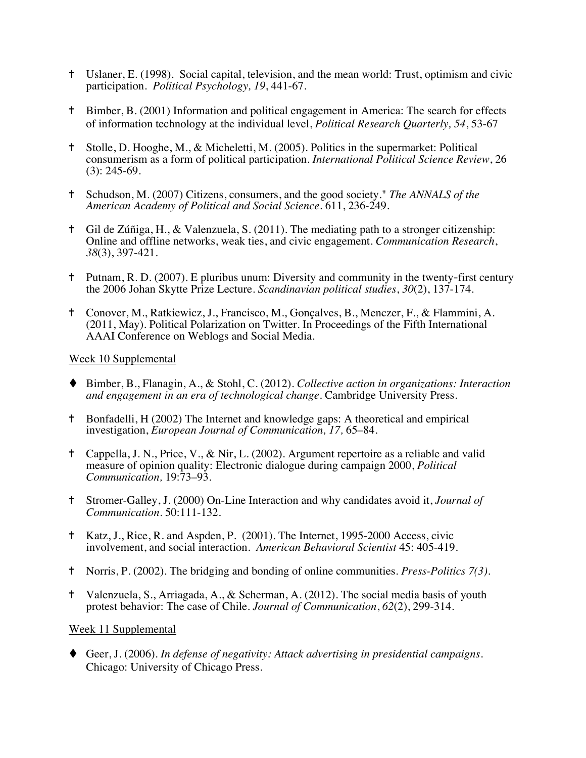- † Uslaner, E. (1998). Social capital, television, and the mean world: Trust, optimism and civic participation. *Political Psychology, 19*, 441-67.

- † Bimber, B. (2001) Information and political engagement in America: The search for effects of information technology at the individual level, *Political Research Quarterly, 54*, 53-67

- † Stolle, D. Hooghe, M., & Micheletti, M. (2005). Politics in the supermarket: Political consumerism as a form of political participation. *International Political Science Review*, 26 (3): 245-69.

- † Schudson, M. (2007) Citizens, consumers, and the good society." *The ANNALS of the American Academy of Political and Social Science*. 611, 236-249.

- † Gil de Zúñiga, H., & Valenzuela, S. (2011). The mediating path to a stronger citizenship: Online and offline networks, weak ties, and civic engagement. *Communication Research*, *38*(3), 397-421.

- † Putnam, R. D. (2007). E pluribus unum: Diversity and community in the twenty-first century the 2006 Johan Skytte Prize Lecture. *Scandinavian political studies*, *30*(2), 137-174.

- † Conover, M., Ratkiewicz, J., Francisco, M., Gonçalves, B., Menczer, F., & Flammini, A. (2011, May). Political Polarization on Twitter. In Proceedings of the Fifth International AAAI Conference on Weblogs and Social Media.

<u>Week 10 Supplemental</u>

- ♦ Bimber, B., Flanagin, A., & Stohl, C. (2012). *Collective action in organizations: Interaction and engagement in an era of technological change*. Cambridge University Press.

- † Bonfadelli, H (2002) The Internet and knowledge gaps: A theoretical and empirical investigation, *European Journal of Communication, 17,* 65–84.

- † Cappella, J. N., Price, V., & Nir, L. (2002). Argument repertoire as a reliable and valid measure of opinion quality: Electronic dialogue during campaign 2000, *Political Communication,* 19:73–93.

- † Stromer-Galley, J. (2000) On-Line Interaction and why candidates avoid it, *Journal of Communication*. 50:111-132.

- † Katz, J., Rice, R. and Aspden, P. (2001). The Internet, 1995-2000 Access, civic involvement, and social interaction. *American Behavioral Scientist* 45: 405-419.

- † Norris, P. (2002). The bridging and bonding of online communities. *Press-Politics 7(3)*.

- † Valenzuela, S., Arriagada, A., & Scherman, A. (2012). The social media basis of youth protest behavior: The case of Chile. *Journal of Communication*, *62*(2), 299-314.

<u>Week 11 Supplemental</u>

- ♦ Geer, J. (2006). *In defense of negativity: Attack advertising in presidential campaigns*. Chicago: University of Chicago Press.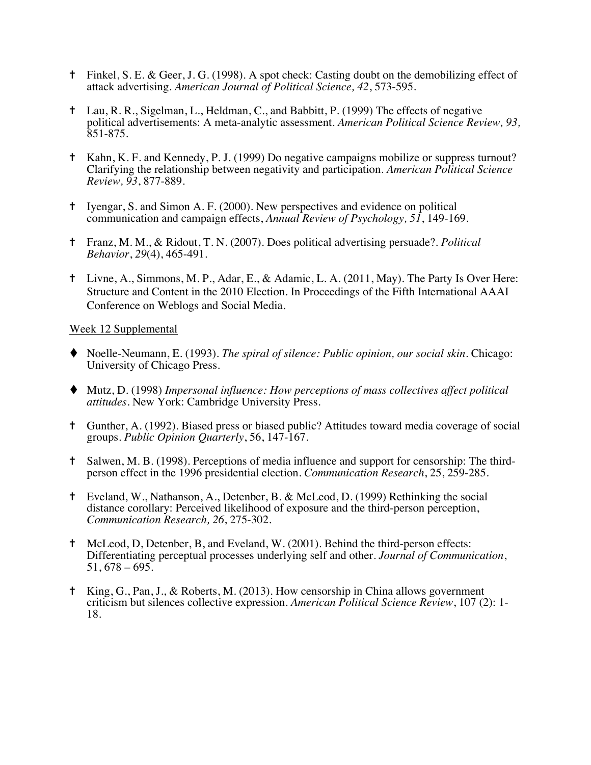- † Finkel, S. E. & Geer, J. G. (1998). A spot check: Casting doubt on the demobilizing effect of attack advertising. *American Journal of Political Science, 42*, 573-595.

- † Lau, R. R., Sigelman, L., Heldman, C., and Babbitt, P. (1999) The effects of negative political advertisements: A meta-analytic assessment. *American Political Science Review, 93,* 851-875.

- † Kahn, K. F. and Kennedy, P. J. (1999) Do negative campaigns mobilize or suppress turnout? Clarifying the relationship between negativity and participation. *American Political Science Review, 93*, 877-889.

- † Iyengar, S. and Simon A. F. (2000). New perspectives and evidence on political communication and campaign effects, *Annual Review of Psychology, 51*, 149-169.

- † Franz, M. M., & Ridout, T. N. (2007). Does political advertising persuade?. *Political Behavior*, *29*(4), 465-491.

- † Livne, A., Simmons, M. P., Adar, E., & Adamic, L. A. (2011, May). The Party Is Over Here: Structure and Content in the 2010 Election. In Proceedings of the Fifth International AAAI Conference on Weblogs and Social Media.

<u>Week 12 Supplemental</u>

- ♦ Noelle-Neumann, E. (1993). *The spiral of silence: Public opinion, our social skin*. Chicago: University of Chicago Press.

- ♦ Mutz, D. (1998) *Impersonal influence: How perceptions of mass collectives affect political attitudes*. New York: Cambridge University Press.

- † Gunther, A. (1992). Biased press or biased public? Attitudes toward media coverage of social groups. *Public Opinion Quarterly*, 56, 147-167.

- † Salwen, M. B. (1998). Perceptions of media influence and support for censorship: The third-person effect in the 1996 presidential election. *Communication Research*, 25, 259-285.

- † Eveland, W., Nathanson, A., Detenber, B. & McLeod, D. (1999) Rethinking the social distance corollary: Perceived likelihood of exposure and the third-person perception, *Communication Research, 26*, 275-302.

- † McLeod, D, Detenber, B, and Eveland, W. (2001). Behind the third-person effects: Differentiating perceptual processes underlying self and other. *Journal of Communication*, 51, 678 – 695.

- † King, G., Pan, J., & Roberts, M. (2013). How censorship in China allows government criticism but silences collective expression. *American Political Science Review*, 107 (2): 1-18.